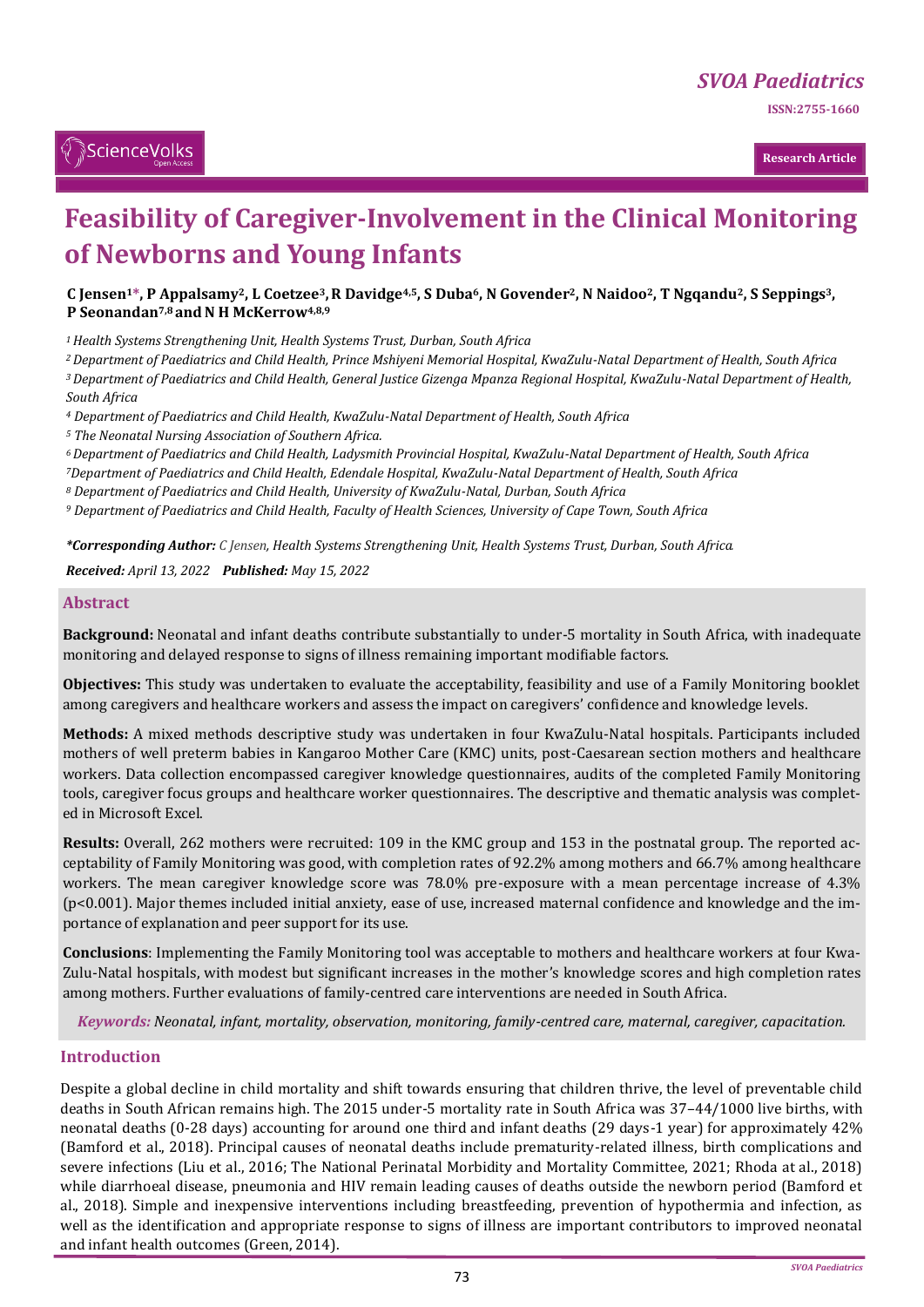# Feasibility of Caregiver-Involvement in the Clinical Monitoring of Newborns and Young Infants

**C Jensen[1*], P Appalsamy[2], L Coetzee[3], R Davidge[4,5], S Duba[6], N Govender[2], N Naidoo[2], T Ngqandu[2], S Seppings[3], P Seonandan[7,8] and N H McKerrow[4,8,9]**

*[1] Health Systems Strengthening Unit, Health Systems Trust, Durban, South Africa*

*[2] Department of Paediatrics and Child Health, Prince Mshiyeni Memorial Hospital, KwaZulu-Natal Department of Health, South Africa*

*[3] Department of Paediatrics and Child Health, General Justice Gizenga Mpanza Regional Hospital, KwaZulu-Natal Department of Health, South Africa*

*[4] Department of Paediatrics and Child Health, KwaZulu-Natal Department of Health, South Africa*

*[5] The Neonatal Nursing Association of Southern Africa.*

*[6] Department of Paediatrics and Child Health, Ladysmith Provincial Hospital, KwaZulu-Natal Department of Health, South Africa*

*[7] Department of Paediatrics and Child Health, Edendale Hospital, KwaZulu-Natal Department of Health, South Africa*

*[8] Department of Paediatrics and Child Health, University of KwaZulu-Natal, Durban, South Africa*

*[9] Department of Paediatrics and Child Health, Faculty of Health Sciences, University of Cape Town, South Africa*

***Corresponding Author:** C Jensen, Health Systems Strengthening Unit, Health Systems Trust, Durban, South Africa.*

***Received:** April 13, 2022* ***Published:** May 15, 2022*

## Abstract

**Background:** Neonatal and infant deaths contribute substantially to under-5 mortality in South Africa, with inadequate monitoring and delayed response to signs of illness remaining important modifiable factors.

**Objectives:** This study was undertaken to evaluate the acceptability, feasibility and use of a Family Monitoring booklet among caregivers and healthcare workers and assess the impact on caregivers' confidence and knowledge levels.

**Methods:** A mixed methods descriptive study was undertaken in four KwaZulu-Natal hospitals. Participants included mothers of well preterm babies in Kangaroo Mother Care (KMC) units, post-Caesarean section mothers and healthcare workers. Data collection encompassed caregiver knowledge questionnaires, audits of the completed Family Monitoring tools, caregiver focus groups and healthcare worker questionnaires. The descriptive and thematic analysis was completed in Microsoft Excel.

**Results:** Overall, 262 mothers were recruited: 109 in the KMC group and 153 in the postnatal group. The reported acceptability of Family Monitoring was good, with completion rates of 92.2% among mothers and 66.7% among healthcare workers. The mean caregiver knowledge score was 78.0% pre-exposure with a mean percentage increase of 4.3% ($p<0.001$). Major themes included initial anxiety, ease of use, increased maternal confidence and knowledge and the importance of explanation and peer support for its use.

**Conclusions**: Implementing the Family Monitoring tool was acceptable to mothers and healthcare workers at four KwaZulu-Natal hospitals, with modest but significant increases in the mother's knowledge scores and high completion rates among mothers. Further evaluations of family-centred care interventions are needed in South Africa.

***Keywords:** Neonatal, infant, mortality, observation, monitoring, family-centred care, maternal, caregiver, capacitation.*

## Introduction

Despite a global decline in child mortality and shift towards ensuring that children thrive, the level of preventable child deaths in South African remains high. The 2015 under-5 mortality rate in South Africa was 37–44/1000 live births, with neonatal deaths (0-28 days) accounting for around one third and infant deaths (29 days-1 year) for approximately 42% (Bamford et al., 2018). Principal causes of neonatal deaths include prematurity-related illness, birth complications and severe infections (Liu et al., 2016; The National Perinatal Morbidity and Mortality Committee, 2021; Rhoda at al., 2018) while diarrhoeal disease, pneumonia and HIV remain leading causes of deaths outside the newborn period (Bamford et al., 2018). Simple and inexpensive interventions including breastfeeding, prevention of hypothermia and infection, as well as the identification and appropriate response to signs of illness are important contributors to improved neonatal and infant health outcomes (Green, 2014).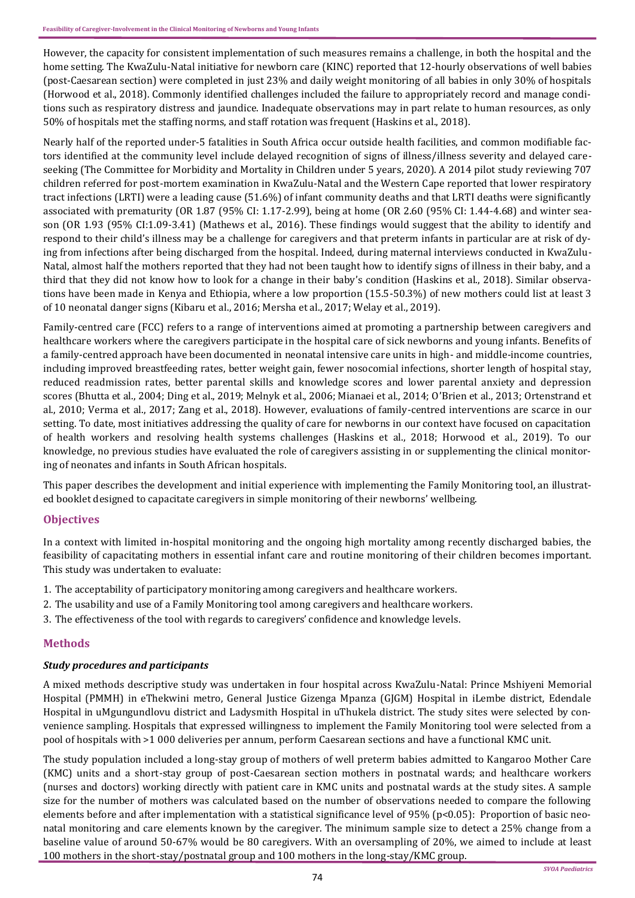However, the capacity for consistent implementation of such measures remains a challenge, in both the hospital and the home setting. The KwaZulu-Natal initiative for newborn care (KINC) reported that 12-hourly observations of well babies (post-Caesarean section) were completed in just 23% and daily weight monitoring of all babies in only 30% of hospitals (Horwood et al., 2018). Commonly identified challenges included the failure to appropriately record and manage conditions such as respiratory distress and jaundice. Inadequate observations may in part relate to human resources, as only 50% of hospitals met the staffing norms, and staff rotation was frequent (Haskins et al., 2018).

Nearly half of the reported under-5 fatalities in South Africa occur outside health facilities, and common modifiable factors identified at the community level include delayed recognition of signs of illness/illness severity and delayed care-seeking (The Committee for Morbidity and Mortality in Children under 5 years, 2020). A 2014 pilot study reviewing 707 children referred for post-mortem examination in KwaZulu-Natal and the Western Cape reported that lower respiratory tract infections (LRTI) were a leading cause (51.6%) of infant community deaths and that LRTI deaths were significantly associated with prematurity (OR 1.87 (95% CI: 1.17-2.99), being at home (OR 2.60 (95% CI: 1.44-4.68) and winter season (OR 1.93 (95% CI:1.09-3.41) (Mathews et al., 2016). These findings would suggest that the ability to identify and respond to their child's illness may be a challenge for caregivers and that preterm infants in particular are at risk of dying from infections after being discharged from the hospital. Indeed, during maternal interviews conducted in KwaZulu-Natal, almost half the mothers reported that they had not been taught how to identify signs of illness in their baby, and a third that they did not know how to look for a change in their baby's condition (Haskins et al., 2018). Similar observations have been made in Kenya and Ethiopia, where a low proportion (15.5-50.3%) of new mothers could list at least 3 of 10 neonatal danger signs (Kibaru et al., 2016; Mersha et al., 2017; Welay et al., 2019).

Family-centred care (FCC) refers to a range of interventions aimed at promoting a partnership between caregivers and healthcare workers where the caregivers participate in the hospital care of sick newborns and young infants. Benefits of a family-centred approach have been documented in neonatal intensive care units in high- and middle-income countries, including improved breastfeeding rates, better weight gain, fewer nosocomial infections, shorter length of hospital stay, reduced readmission rates, better parental skills and knowledge scores and lower parental anxiety and depression scores (Bhutta et al., 2004; Ding et al., 2019; Melnyk et al., 2006; Mianaei et al., 2014; O'Brien et al., 2013; Ortenstrand et al., 2010; Verma et al., 2017; Zang et al., 2018). However, evaluations of family-centred interventions are scarce in our setting. To date, most initiatives addressing the quality of care for newborns in our context have focused on capacitation of health workers and resolving health systems challenges (Haskins et al., 2018; Horwood et al., 2019). To our knowledge, no previous studies have evaluated the role of caregivers assisting in or supplementing the clinical monitoring of neonates and infants in South African hospitals.

This paper describes the development and initial experience with implementing the Family Monitoring tool, an illustrated booklet designed to capacitate caregivers in simple monitoring of their newborns' wellbeing.

## Objectives

In a context with limited in-hospital monitoring and the ongoing high mortality among recently discharged babies, the feasibility of capacitating mothers in essential infant care and routine monitoring of their children becomes important. This study was undertaken to evaluate:

1. The acceptability of participatory monitoring among caregivers and healthcare workers.
2. The usability and use of a Family Monitoring tool among caregivers and healthcare workers.
3. The effectiveness of the tool with regards to caregivers' confidence and knowledge levels.

## Methods

### *Study procedures and participants*

A mixed methods descriptive study was undertaken in four hospital across KwaZulu-Natal: Prince Mshiyeni Memorial Hospital (PMMH) in eThekwini metro, General Justice Gizenga Mpanza (GJGM) Hospital in iLembe district, Edendale Hospital in uMgungundlovu district and Ladysmith Hospital in uThukela district. The study sites were selected by convenience sampling. Hospitals that expressed willingness to implement the Family Monitoring tool were selected from a pool of hospitals with >1 000 deliveries per annum, perform Caesarean sections and have a functional KMC unit.

The study population included a long-stay group of mothers of well preterm babies admitted to Kangaroo Mother Care (KMC) units and a short-stay group of post-Caesarean section mothers in postnatal wards; and healthcare workers (nurses and doctors) working directly with patient care in KMC units and postnatal wards at the study sites. A sample size for the number of mothers was calculated based on the number of observations needed to compare the following elements before and after implementation with a statistical significance level of 95% ($p<0.05$): Proportion of basic neonatal monitoring and care elements known by the caregiver. The minimum sample size to detect a 25% change from a baseline value of around 50-67% would be 80 caregivers. With an oversampling of 20%, we aimed to include at least 100 mothers in the short-stay/postnatal group and 100 mothers in the long-stay/KMC group.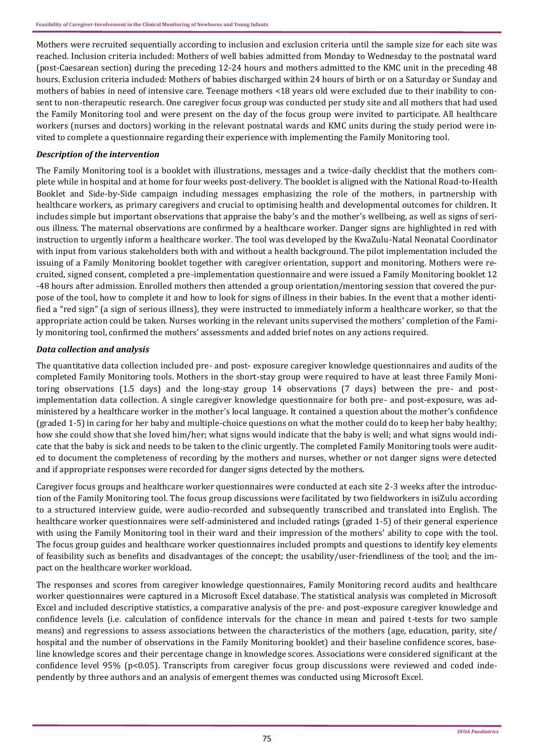Mothers were recruited sequentially according to inclusion and exclusion criteria until the sample size for each site was reached. Inclusion criteria included: Mothers of well babies admitted from Monday to Wednesday to the postnatal ward (post-Caesarean section) during the preceding 12-24 hours and mothers admitted to the KMC unit in the preceding 48 hours. Exclusion criteria included: Mothers of babies discharged within 24 hours of birth or on a Saturday or Sunday and mothers of babies in need of intensive care. Teenage mothers <18 years old were excluded due to their inability to consent to non-therapeutic research. One caregiver focus group was conducted per study site and all mothers that had used the Family Monitoring tool and were present on the day of the focus group were invited to participate. All healthcare workers (nurses and doctors) working in the relevant postnatal wards and KMC units during the study period were invited to complete a questionnaire regarding their experience with implementing the Family Monitoring tool.

### *Description of the intervention*

The Family Monitoring tool is a booklet with illustrations, messages and a twice-daily checklist that the mothers complete while in hospital and at home for four weeks post-delivery. The booklet is aligned with the National Road-to-Health Booklet and Side-by-Side campaign including messages emphasizing the role of the mothers, in partnership with healthcare workers, as primary caregivers and crucial to optimising health and developmental outcomes for children. It includes simple but important observations that appraise the baby's and the mother's wellbeing, as well as signs of serious illness. The maternal observations are confirmed by a healthcare worker. Danger signs are highlighted in red with instruction to urgently inform a healthcare worker. The tool was developed by the KwaZulu-Natal Neonatal Coordinator with input from various stakeholders both with and without a health background. The pilot implementation included the issuing of a Family Monitoring booklet together with caregiver orientation, support and monitoring. Mothers were recruited, signed consent, completed a pre-implementation questionnaire and were issued a Family Monitoring booklet 12-48 hours after admission. Enrolled mothers then attended a group orientation/mentoring session that covered the purpose of the tool, how to complete it and how to look for signs of illness in their babies. In the event that a mother identified a "red sign" (a sign of serious illness), they were instructed to immediately inform a healthcare worker, so that the appropriate action could be taken. Nurses working in the relevant units supervised the mothers' completion of the Family monitoring tool, confirmed the mothers' assessments and added brief notes on any actions required.

### *Data collection and analysis*

The quantitative data collection included pre- and post- exposure caregiver knowledge questionnaires and audits of the completed Family Monitoring tools. Mothers in the short-stay group were required to have at least three Family Monitoring observations (1.5 days) and the long-stay group 14 observations (7 days) between the pre- and post-implementation data collection. A single caregiver knowledge questionnaire for both pre- and post-exposure, was administered by a healthcare worker in the mother's local language. It contained a question about the mother's confidence (graded 1-5) in caring for her baby and multiple-choice questions on what the mother could do to keep her baby healthy; how she could show that she loved him/her; what signs would indicate that the baby is well; and what signs would indicate that the baby is sick and needs to be taken to the clinic urgently. The completed Family Monitoring tools were audited to document the completeness of recording by the mothers and nurses, whether or not danger signs were detected and if appropriate responses were recorded for danger signs detected by the mothers.

Caregiver focus groups and healthcare worker questionnaires were conducted at each site 2-3 weeks after the introduction of the Family Monitoring tool. The focus group discussions were facilitated by two fieldworkers in isiZulu according to a structured interview guide, were audio-recorded and subsequently transcribed and translated into English. The healthcare worker questionnaires were self-administered and included ratings (graded 1-5) of their general experience with using the Family Monitoring tool in their ward and their impression of the mothers' ability to cope with the tool. The focus group guides and healthcare worker questionnaires included prompts and questions to identify key elements of feasibility such as benefits and disadvantages of the concept; the usability/user-friendliness of the tool; and the impact on the healthcare worker workload.

The responses and scores from caregiver knowledge questionnaires, Family Monitoring record audits and healthcare worker questionnaires were captured in a Microsoft Excel database. The statistical analysis was completed in Microsoft Excel and included descriptive statistics, a comparative analysis of the pre- and post-exposure caregiver knowledge and confidence levels (i.e. calculation of confidence intervals for the chance in mean and paired t-tests for two sample means) and regressions to assess associations between the characteristics of the mothers (age, education, parity, site/hospital and the number of observations in the Family Monitoring booklet) and their baseline confidence scores, baseline knowledge scores and their percentage change in knowledge scores. Associations were considered significant at the confidence level 95% ($p<0.05$). Transcripts from caregiver focus group discussions were reviewed and coded independently by three authors and an analysis of emergent themes was conducted using Microsoft Excel.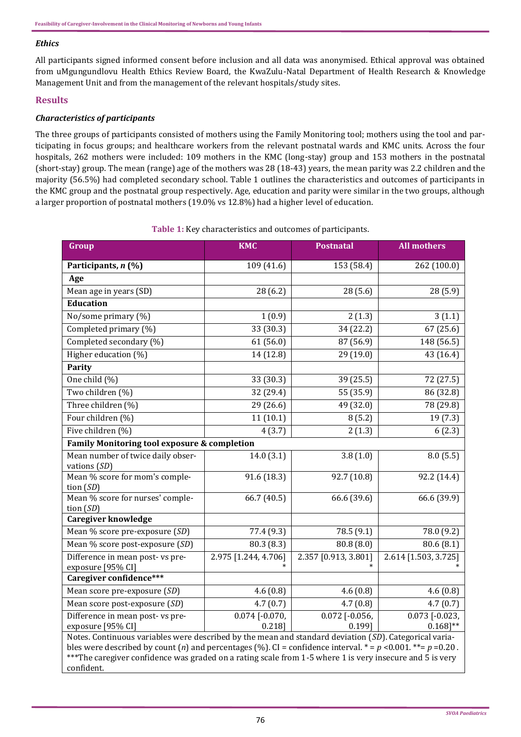### *Ethics*

All participants signed informed consent before inclusion and all data was anonymised. Ethical approval was obtained from uMgungundlovu Health Ethics Review Board, the KwaZulu-Natal Department of Health Research & Knowledge Management Unit and from the management of the relevant hospitals/study sites.

## Results

### *Characteristics of participants*

The three groups of participants consisted of mothers using the Family Monitoring tool; mothers using the tool and participating in focus groups; and healthcare workers from the relevant postnatal wards and KMC units. Across the four hospitals, 262 mothers were included: 109 mothers in the KMC (long-stay) group and 153 mothers in the postnatal (short-stay) group. The mean (range) age of the mothers was 28 (18-43) years, the mean parity was 2.2 children and the majority (56.5%) had completed secondary school. Table 1 outlines the characteristics and outcomes of participants in the KMC group and the postnatal group respectively. Age, education and parity were similar in the two groups, although a larger proportion of postnatal mothers (19.0% vs 12.8%) had a higher level of education.

**Table 1:** Key characteristics and outcomes of participants.

| Group | KMC | Postnatal | All mothers |
|---|---|---|---|
| **Participants, *n* (%)** | 109 (41.6) | 153 (58.4) | 262 (100.0) |
| **Age** | | | |
| Mean age in years (SD) | 28 (6.2) | 28 (5.6) | 28 (5.9) |
| **Education** | | | |
| No/some primary (%) | 1 (0.9) | 2 (1.3) | 3 (1.1) |
| Completed primary (%) | 33 (30.3) | 34 (22.2) | 67 (25.6) |
| Completed secondary (%) | 61 (56.0) | 87 (56.9) | 148 (56.5) |
| Higher education (%) | 14 (12.8) | 29 (19.0) | 43 (16.4) |
| **Parity** | | | |
| One child (%) | 33 (30.3) | 39 (25.5) | 72 (27.5) |
| Two children (%) | 32 (29.4) | 55 (35.9) | 86 (32.8) |
| Three children (%) | 29 (26.6) | 49 (32.0) | 78 (29.8) |
| Four children (%) | 11 (10.1) | 8 (5.2) | 19 (7.3) |
| Five children (%) | 4 (3.7) | 2 (1.3) | 6 (2.3) |
| **Family Monitoring tool exposure & completion** | | | |
| Mean number of twice daily observations (*SD*) | 14.0 (3.1) | 3.8 (1.0) | 8.0 (5.5) |
| Mean % score for mom's completion (*SD*) | 91.6 (18.3) | 92.7 (10.8) | 92.2 (14.4) |
| Mean % score for nurses' completion (*SD*) | 66.7 (40.5) | 66.6 (39.6) | 66.6 (39.9) |
| **Caregiver knowledge** | | | |
| Mean % score pre-exposure (*SD*) | 77.4 (9.3) | 78.5 (9.1) | 78.0 (9.2) |
| Mean % score post-exposure (*SD*) | 80.3 (8.3) | 80.8 (8.0) | 80.6 (8.1) |
| Difference in mean post- vs pre-exposure [95% CI] | 2.975 [1.244, 4.706]* | 2.357 [0.913, 3.801]* | 2.614 [1.503, 3.725]* |
| **Caregiver confidence*****| | | |
| Mean score pre-exposure (*SD*) | 4.6 (0.8) | 4.6 (0.8) | 4.6 (0.8) |
| Mean score post-exposure (*SD*) | 4.7 (0.7) | 4.7 (0.8) | 4.7 (0.7) |
| Difference in mean post- vs pre-exposure [95% CI] | 0.074 [-0.070, 0.218] | 0.072 [-0.056, 0.199] | 0.073 [-0.023, 0.168]** |

Notes. Continuous variables were described by the mean and standard deviation (*SD*). Categorical variables were described by count (*n*) and percentages (%). CI = confidence interval. * = $p < 0.001$. ** = $p = 0.20$. ***The caregiver confidence was graded on a rating scale from 1-5 where 1 is very insecure and 5 is very confident.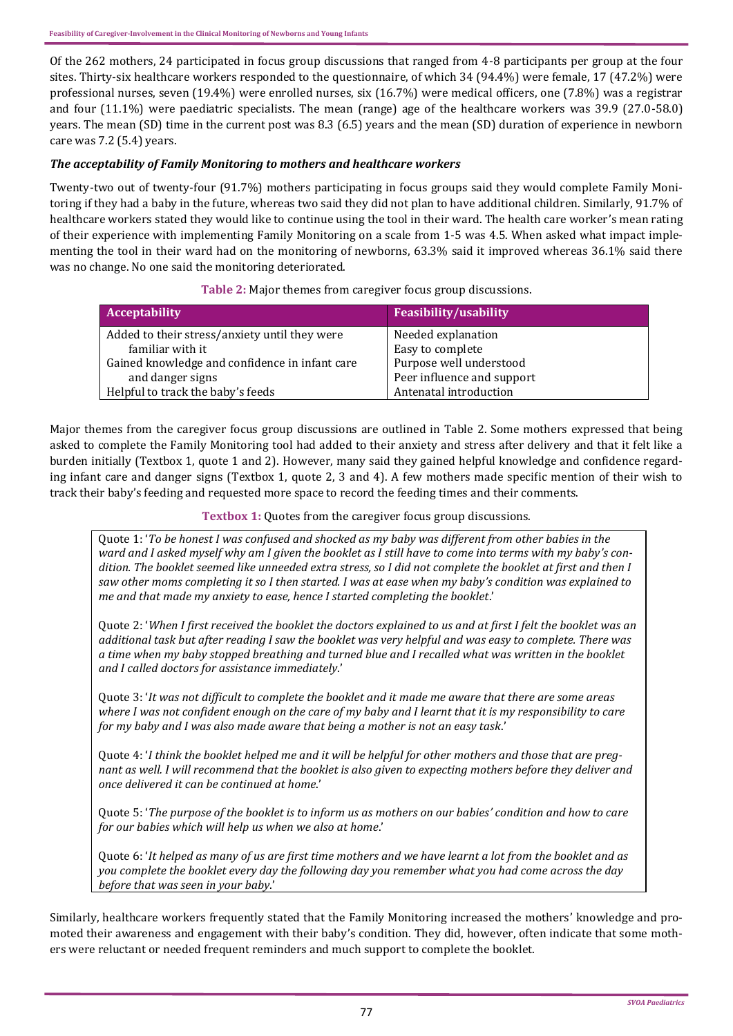Of the 262 mothers, 24 participated in focus group discussions that ranged from 4-8 participants per group at the four sites. Thirty-six healthcare workers responded to the questionnaire, of which 34 (94.4%) were female, 17 (47.2%) were professional nurses, seven (19.4%) were enrolled nurses, six (16.7%) were medical officers, one (7.8%) was a registrar and four (11.1%) were paediatric specialists. The mean (range) age of the healthcare workers was 39.9 (27.0-58.0) years. The mean (SD) time in the current post was 8.3 (6.5) years and the mean (SD) duration of experience in newborn care was 7.2 (5.4) years.

### *The acceptability of Family Monitoring to mothers and healthcare workers*

Twenty-two out of twenty-four (91.7%) mothers participating in focus groups said they would complete Family Monitoring if they had a baby in the future, whereas two said they did not plan to have additional children. Similarly, 91.7% of healthcare workers stated they would like to continue using the tool in their ward. The health care worker's mean rating of their experience with implementing Family Monitoring on a scale from 1-5 was 4.5. When asked what impact implementing the tool in their ward had on the monitoring of newborns, 63.3% said it improved whereas 36.1% said there was no change. No one said the monitoring deteriorated.

**Table 2:** Major themes from caregiver focus group discussions.

| Acceptability | Feasibility/usability |
|---|---|
| Added to their stress/anxiety until they were familiar with it | Needed explanation<br>Easy to complete |
| Gained knowledge and confidence in infant care and danger signs | Purpose well understood<br>Peer influence and support |
| Helpful to track the baby's feeds | Antenatal introduction |

Major themes from the caregiver focus group discussions are outlined in Table 2. Some mothers expressed that being asked to complete the Family Monitoring tool had added to their anxiety and stress after delivery and that it felt like a burden initially (Textbox 1, quote 1 and 2). However, many said they gained helpful knowledge and confidence regarding infant care and danger signs (Textbox 1, quote 2, 3 and 4). A few mothers made specific mention of their wish to track their baby's feeding and requested more space to record the feeding times and their comments.

**Textbox 1:** Quotes from the caregiver focus group discussions.

Quote 1: '*To be honest I was confused and shocked as my baby was different from other babies in the ward and I asked myself why am I given the booklet as I still have to come into terms with my baby's condition. The booklet seemed like unneeded extra stress, so I did not complete the booklet at first and then I saw other moms completing it so I then started. I was at ease when my baby's condition was explained to me and that made my anxiety to ease, hence I started completing the booklet*.'

Quote 2: '*When I first received the booklet the doctors explained to us and at first I felt the booklet was an additional task but after reading I saw the booklet was very helpful and was easy to complete. There was a time when my baby stopped breathing and turned blue and I recalled what was written in the booklet and I called doctors for assistance immediately*.'

Quote 3: '*It was not difficult to complete the booklet and it made me aware that there are some areas where I was not confident enough on the care of my baby and I learnt that it is my responsibility to care for my baby and I was also made aware that being a mother is not an easy task*.'

Quote 4: '*I think the booklet helped me and it will be helpful for other mothers and those that are pregnant as well. I will recommend that the booklet is also given to expecting mothers before they deliver and once delivered it can be continued at home*.'

Quote 5: '*The purpose of the booklet is to inform us as mothers on our babies' condition and how to care for our babies which will help us when we also at home*.'

Quote 6: '*It helped as many of us are first time mothers and we have learnt a lot from the booklet and as you complete the booklet every day the following day you remember what you had come across the day before that was seen in your baby*.'

Similarly, healthcare workers frequently stated that the Family Monitoring increased the mothers' knowledge and promoted their awareness and engagement with their baby's condition. They did, however, often indicate that some mothers were reluctant or needed frequent reminders and much support to complete the booklet.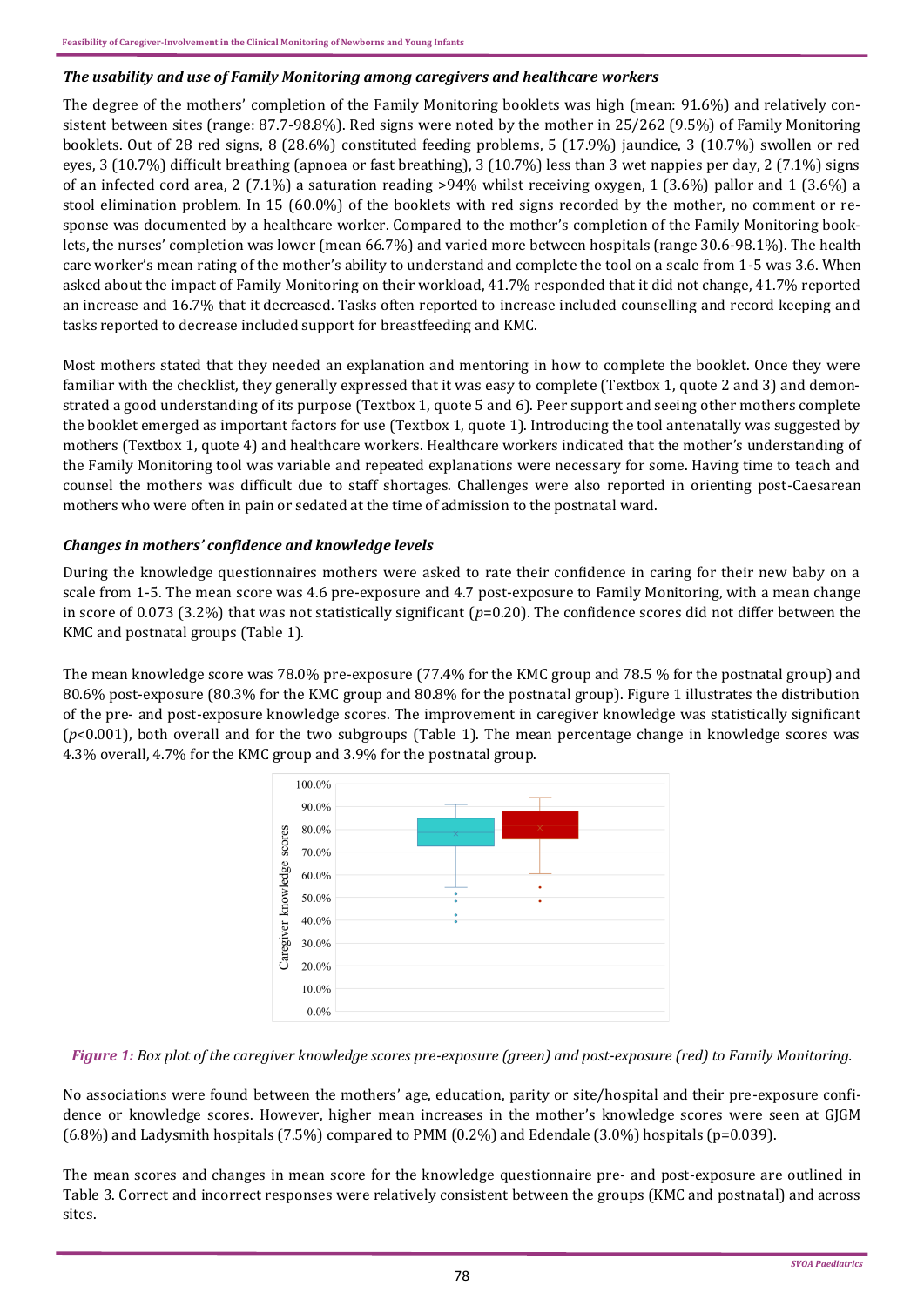### *The usability and use of Family Monitoring among caregivers and healthcare workers*

The degree of the mothers' completion of the Family Monitoring booklets was high (mean: 91.6%) and relatively consistent between sites (range: 87.7-98.8%). Red signs were noted by the mother in 25/262 (9.5%) of Family Monitoring booklets. Out of 28 red signs, 8 (28.6%) constituted feeding problems, 5 (17.9%) jaundice, 3 (10.7%) swollen or red eyes, 3 (10.7%) difficult breathing (apnoea or fast breathing), 3 (10.7%) less than 3 wet nappies per day, 2 (7.1%) signs of an infected cord area, 2 (7.1%) a saturation reading >94% whilst receiving oxygen, 1 (3.6%) pallor and 1 (3.6%) a stool elimination problem. In 15 (60.0%) of the booklets with red signs recorded by the mother, no comment or response was documented by a healthcare worker. Compared to the mother's completion of the Family Monitoring booklets, the nurses' completion was lower (mean 66.7%) and varied more between hospitals (range 30.6-98.1%). The health care worker's mean rating of the mother's ability to understand and complete the tool on a scale from 1-5 was 3.6. When asked about the impact of Family Monitoring on their workload, 41.7% responded that it did not change, 41.7% reported an increase and 16.7% that it decreased. Tasks often reported to increase included counselling and record keeping and tasks reported to decrease included support for breastfeeding and KMC.

Most mothers stated that they needed an explanation and mentoring in how to complete the booklet. Once they were familiar with the checklist, they generally expressed that it was easy to complete (Textbox 1, quote 2 and 3) and demonstrated a good understanding of its purpose (Textbox 1, quote 5 and 6). Peer support and seeing other mothers complete the booklet emerged as important factors for use (Textbox 1, quote 1). Introducing the tool antenatally was suggested by mothers (Textbox 1, quote 4) and healthcare workers. Healthcare workers indicated that the mother's understanding of the Family Monitoring tool was variable and repeated explanations were necessary for some. Having time to teach and counsel the mothers was difficult due to staff shortages. Challenges were also reported in orienting post-Caesarean mothers who were often in pain or sedated at the time of admission to the postnatal ward.

### *Changes in mothers' confidence and knowledge levels*

During the knowledge questionnaires mothers were asked to rate their confidence in caring for their new baby on a scale from 1-5. The mean score was 4.6 pre-exposure and 4.7 post-exposure to Family Monitoring, with a mean change in score of 0.073 (3.2%) that was not statistically significant ($p$=0.20). The confidence scores did not differ between the KMC and postnatal groups (Table 1).

The mean knowledge score was 78.0% pre-exposure (77.4% for the KMC group and 78.5 % for the postnatal group) and 80.6% post-exposure (80.3% for the KMC group and 80.8% for the postnatal group). Figure 1 illustrates the distribution of the pre- and post-exposure knowledge scores. The improvement in caregiver knowledge was statistically significant ($p$<0.001), both overall and for the two subgroups (Table 1). The mean percentage change in knowledge scores was 4.3% overall, 4.7% for the KMC group and 3.9% for the postnatal group.

*Figure 1: Box plot of the caregiver knowledge scores pre-exposure (green) and post-exposure (red) to Family Monitoring.*

No associations were found between the mothers' age, education, parity or site/hospital and their pre-exposure confidence or knowledge scores. However, higher mean increases in the mother's knowledge scores were seen at GJGM (6.8%) and Ladysmith hospitals (7.5%) compared to PMM (0.2%) and Edendale (3.0%) hospitals (p=0.039).

The mean scores and changes in mean score for the knowledge questionnaire pre- and post-exposure are outlined in Table 3. Correct and incorrect responses were relatively consistent between the groups (KMC and postnatal) and across sites.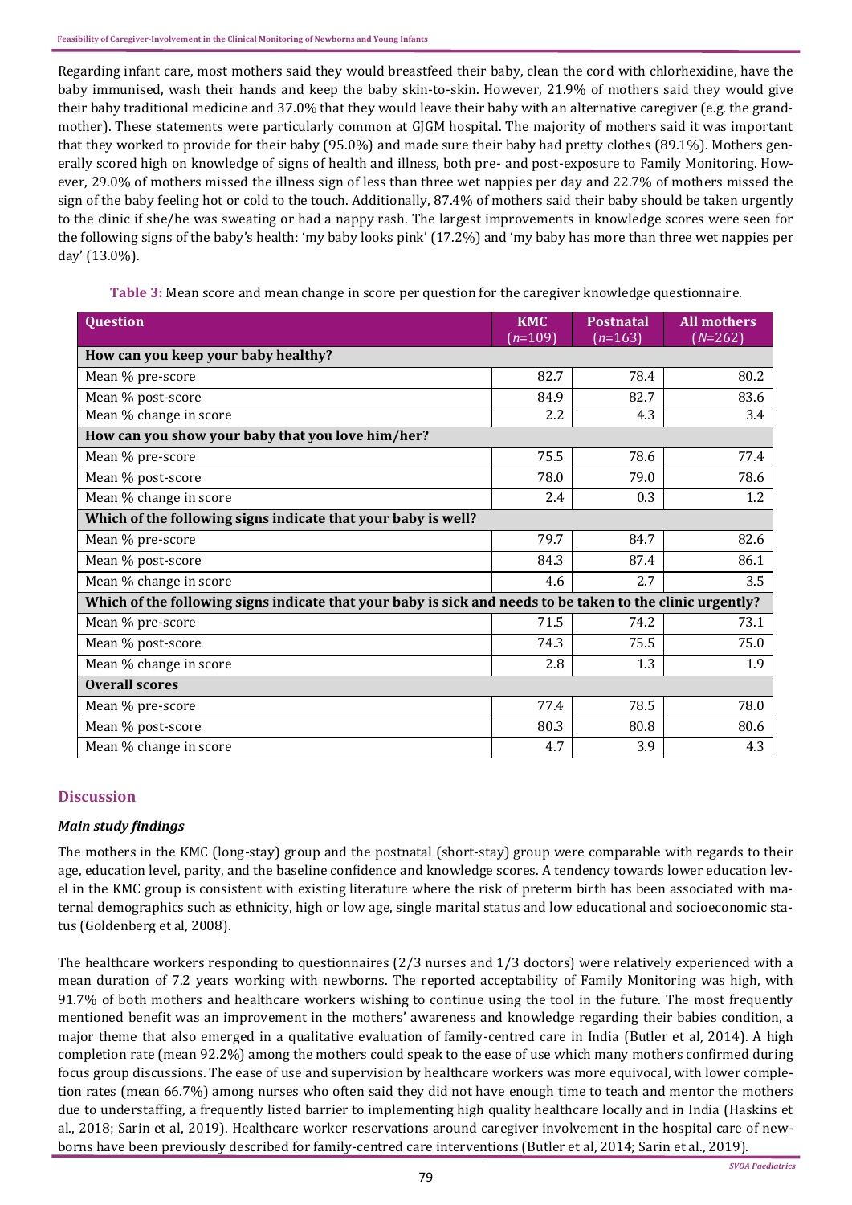Regarding infant care, most mothers said they would breastfeed their baby, clean the cord with chlorhexidine, have the baby immunised, wash their hands and keep the baby skin-to-skin. However, 21.9% of mothers said they would give their baby traditional medicine and 37.0% that they would leave their baby with an alternative caregiver (e.g. the grandmother). These statements were particularly common at GJGM hospital. The majority of mothers said it was important that they worked to provide for their baby (95.0%) and made sure their baby had pretty clothes (89.1%). Mothers generally scored high on knowledge of signs of health and illness, both pre- and post-exposure to Family Monitoring. However, 29.0% of mothers missed the illness sign of less than three wet nappies per day and 22.7% of mothers missed the sign of the baby feeling hot or cold to the touch. Additionally, 87.4% of mothers said their baby should be taken urgently to the clinic if she/he was sweating or had a nappy rash. The largest improvements in knowledge scores were seen for the following signs of the baby's health: 'my baby looks pink' (17.2%) and 'my baby has more than three wet nappies per day' (13.0%).

**Table 3:** Mean score and mean change in score per question for the caregiver knowledge questionnaire.

| Question | KMC (*n*=109) | Postnatal (*n*=163) | All mothers (*N*=262) |
|---|---|---|---|
| **How can you keep your baby healthy?** | | | |
| Mean % pre-score | 82.7 | 78.4 | 80.2 |
| Mean % post-score | 84.9 | 82.7 | 83.6 |
| Mean % change in score | 2.2 | 4.3 | 3.4 |
| **How can you show your baby that you love him/her?** | | | |
| Mean % pre-score | 75.5 | 78.6 | 77.4 |
| Mean % post-score | 78.0 | 79.0 | 78.6 |
| Mean % change in score | 2.4 | 0.3 | 1.2 |
| **Which of the following signs indicate that your baby is well?** | | | |
| Mean % pre-score | 79.7 | 84.7 | 82.6 |
| Mean % post-score | 84.3 | 87.4 | 86.1 |
| Mean % change in score | 4.6 | 2.7 | 3.5 |
| **Which of the following signs indicate that your baby is sick and needs to be taken to the clinic urgently?** | | | |
| Mean % pre-score | 71.5 | 74.2 | 73.1 |
| Mean % post-score | 74.3 | 75.5 | 75.0 |
| Mean % change in score | 2.8 | 1.3 | 1.9 |
| **Overall scores** | | | |
| Mean % pre-score | 77.4 | 78.5 | 78.0 |
| Mean % post-score | 80.3 | 80.8 | 80.6 |
| Mean % change in score | 4.7 | 3.9 | 4.3 |

## Discussion

### *Main study findings*

The mothers in the KMC (long-stay) group and the postnatal (short-stay) group were comparable with regards to their age, education level, parity, and the baseline confidence and knowledge scores. A tendency towards lower education level in the KMC group is consistent with existing literature where the risk of preterm birth has been associated with maternal demographics such as ethnicity, high or low age, single marital status and low educational and socioeconomic status (Goldenberg et al, 2008).

The healthcare workers responding to questionnaires (2/3 nurses and 1/3 doctors) were relatively experienced with a mean duration of 7.2 years working with newborns. The reported acceptability of Family Monitoring was high, with 91.7% of both mothers and healthcare workers wishing to continue using the tool in the future. The most frequently mentioned benefit was an improvement in the mothers' awareness and knowledge regarding their babies condition, a major theme that also emerged in a qualitative evaluation of family-centred care in India (Butler et al, 2014). A high completion rate (mean 92.2%) among the mothers could speak to the ease of use which many mothers confirmed during focus group discussions. The ease of use and supervision by healthcare workers was more equivocal, with lower completion rates (mean 66.7%) among nurses who often said they did not have enough time to teach and mentor the mothers due to understaffing, a frequently listed barrier to implementing high quality healthcare locally and in India (Haskins et al., 2018; Sarin et al, 2019). Healthcare worker reservations around caregiver involvement in the hospital care of newborns have been previously described for family-centred care interventions (Butler et al, 2014; Sarin et al., 2019).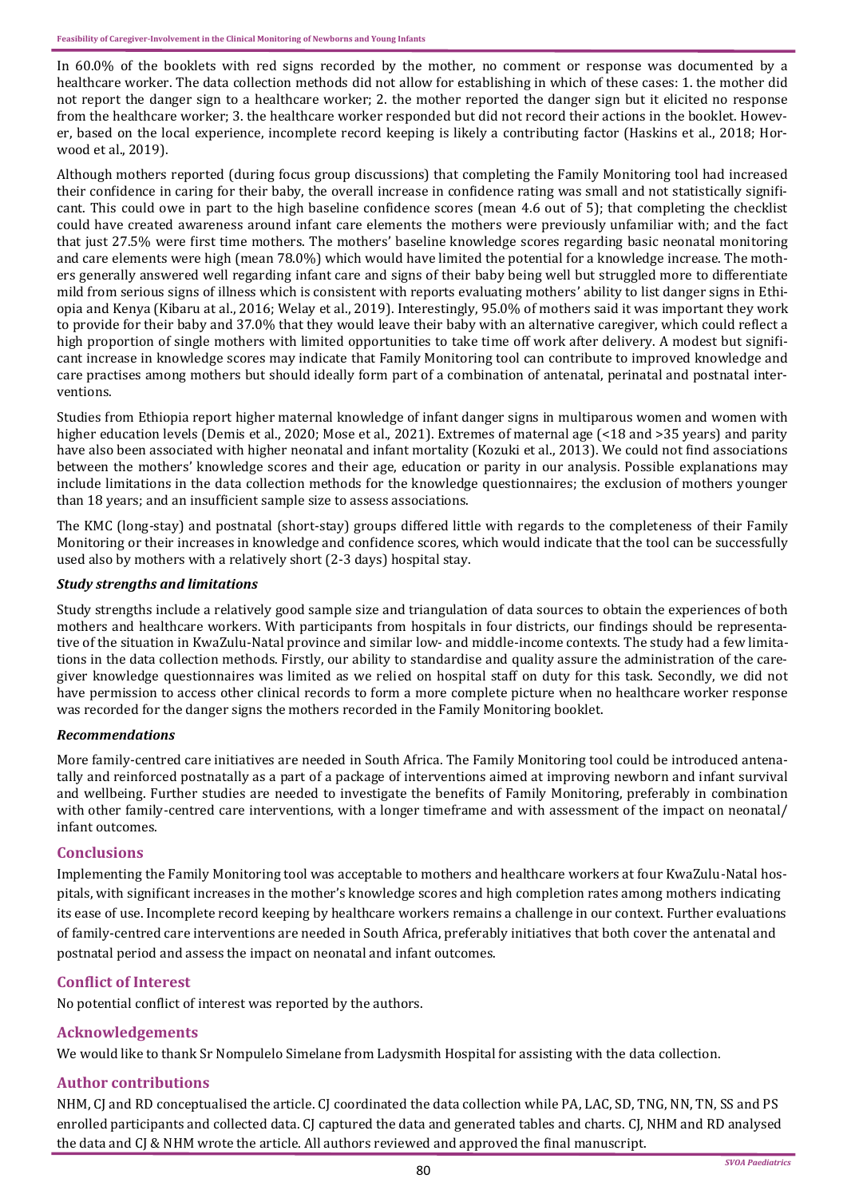In 60.0% of the booklets with red signs recorded by the mother, no comment or response was documented by a healthcare worker. The data collection methods did not allow for establishing in which of these cases: 1. the mother did not report the danger sign to a healthcare worker; 2. the mother reported the danger sign but it elicited no response from the healthcare worker; 3. the healthcare worker responded but did not record their actions in the booklet. However, based on the local experience, incomplete record keeping is likely a contributing factor (Haskins et al., 2018; Horwood et al., 2019).

Although mothers reported (during focus group discussions) that completing the Family Monitoring tool had increased their confidence in caring for their baby, the overall increase in confidence rating was small and not statistically significant. This could owe in part to the high baseline confidence scores (mean 4.6 out of 5); that completing the checklist could have created awareness around infant care elements the mothers were previously unfamiliar with; and the fact that just 27.5% were first time mothers. The mothers' baseline knowledge scores regarding basic neonatal monitoring and care elements were high (mean 78.0%) which would have limited the potential for a knowledge increase. The mothers generally answered well regarding infant care and signs of their baby being well but struggled more to differentiate mild from serious signs of illness which is consistent with reports evaluating mothers' ability to list danger signs in Ethiopia and Kenya (Kibaru at al., 2016; Welay et al., 2019). Interestingly, 95.0% of mothers said it was important they work to provide for their baby and 37.0% that they would leave their baby with an alternative caregiver, which could reflect a high proportion of single mothers with limited opportunities to take time off work after delivery. A modest but significant increase in knowledge scores may indicate that Family Monitoring tool can contribute to improved knowledge and care practises among mothers but should ideally form part of a combination of antenatal, perinatal and postnatal interventions.

Studies from Ethiopia report higher maternal knowledge of infant danger signs in multiparous women and women with higher education levels (Demis et al., 2020; Mose et al., 2021). Extremes of maternal age (<18 and >35 years) and parity have also been associated with higher neonatal and infant mortality (Kozuki et al., 2013). We could not find associations between the mothers' knowledge scores and their age, education or parity in our analysis. Possible explanations may include limitations in the data collection methods for the knowledge questionnaires; the exclusion of mothers younger than 18 years; and an insufficient sample size to assess associations.

The KMC (long-stay) and postnatal (short-stay) groups differed little with regards to the completeness of their Family Monitoring or their increases in knowledge and confidence scores, which would indicate that the tool can be successfully used also by mothers with a relatively short (2-3 days) hospital stay.

### *Study strengths and limitations*

Study strengths include a relatively good sample size and triangulation of data sources to obtain the experiences of both mothers and healthcare workers. With participants from hospitals in four districts, our findings should be representative of the situation in KwaZulu-Natal province and similar low- and middle-income contexts. The study had a few limitations in the data collection methods. Firstly, our ability to standardise and quality assure the administration of the caregiver knowledge questionnaires was limited as we relied on hospital staff on duty for this task. Secondly, we did not have permission to access other clinical records to form a more complete picture when no healthcare worker response was recorded for the danger signs the mothers recorded in the Family Monitoring booklet.

### *Recommendations*

More family-centred care initiatives are needed in South Africa. The Family Monitoring tool could be introduced antenatally and reinforced postnatally as a part of a package of interventions aimed at improving newborn and infant survival and wellbeing. Further studies are needed to investigate the benefits of Family Monitoring, preferably in combination with other family-centred care interventions, with a longer timeframe and with assessment of the impact on neonatal/ infant outcomes.

## Conclusions

Implementing the Family Monitoring tool was acceptable to mothers and healthcare workers at four KwaZulu-Natal hospitals, with significant increases in the mother's knowledge scores and high completion rates among mothers indicating its ease of use. Incomplete record keeping by healthcare workers remains a challenge in our context. Further evaluations of family-centred care interventions are needed in South Africa, preferably initiatives that both cover the antenatal and postnatal period and assess the impact on neonatal and infant outcomes.

## Conflict of Interest

No potential conflict of interest was reported by the authors.

## Acknowledgements

We would like to thank Sr Nompulelo Simelane from Ladysmith Hospital for assisting with the data collection.

## Author contributions

NHM, CJ and RD conceptualised the article. CJ coordinated the data collection while PA, LAC, SD, TNG, NN, TN, SS and PS enrolled participants and collected data. CJ captured the data and generated tables and charts. CJ, NHM and RD analysed the data and CJ & NHM wrote the article. All authors reviewed and approved the final manuscript.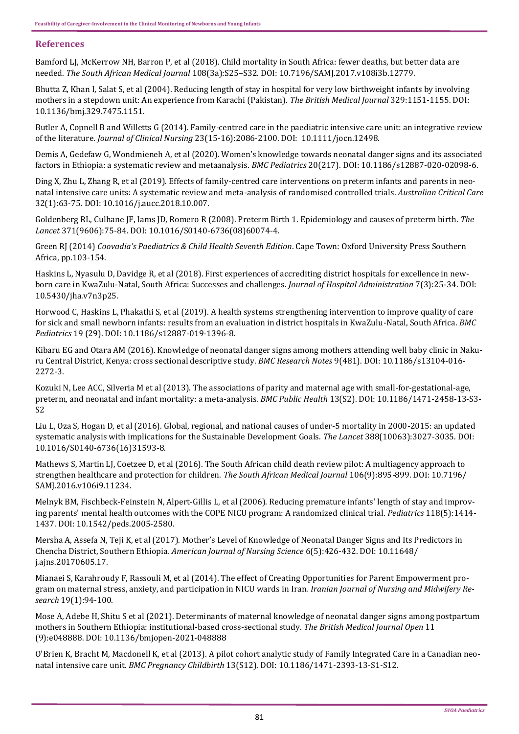## References

Bamford LJ, McKerrow NH, Barron P, et al (2018). Child mortality in South Africa: fewer deaths, but better data are needed. *The South African Medical Journal* 108(3a):S25–S32. DOI: 10.7196/SAMJ.2017.v108i3b.12779.

Bhutta Z, Khan I, Salat S, et al (2004). Reducing length of stay in hospital for very low birthweight infants by involving mothers in a stepdown unit: An experience from Karachi (Pakistan). *The British Medical Journal* 329:1151-1155. DOI: 10.1136/bmj.329.7475.1151.

Butler A, Copnell B and Willetts G (2014). Family-centred care in the paediatric intensive care unit: an integrative review of the literature. *Journal of Clinical Nursing* 23(15-16):2086-2100. DOI: 10.1111/jocn.12498.

Demis A, Gedefaw G, Wondmieneh A, et al (2020). Women's knowledge towards neonatal danger signs and its associated factors in Ethiopia: a systematic review and metaanalysis. *BMC Pediatrics* 20(217). DOI: 10.1186/s12887-020-02098-6.

Ding X, Zhu L, Zhang R, et al (2019). Effects of family-centred care interventions on preterm infants and parents in neonatal intensive care units: A systematic review and meta-analysis of randomised controlled trials. *Australian Critical Care* 32(1):63-75. DOI: 10.1016/j.aucc.2018.10.007.

Goldenberg RL, Culhane JF, Iams JD, Romero R (2008). Preterm Birth 1. Epidemiology and causes of preterm birth. *The Lancet* 371(9606):75-84. DOI: 10.1016/S0140-6736(08)60074-4.

Green RJ (2014) *Coovadia's Paediatrics & Child Health Seventh Edition*. Cape Town: Oxford University Press Southern Africa, pp.103-154.

Haskins L, Nyasulu D, Davidge R, et al (2018). First experiences of accrediting district hospitals for excellence in newborn care in KwaZulu-Natal, South Africa: Successes and challenges. *Journal of Hospital Administration* 7(3):25-34. DOI: 10.5430/jha.v7n3p25.

Horwood C, Haskins L, Phakathi S, et al (2019). A health systems strengthening intervention to improve quality of care for sick and small newborn infants: results from an evaluation in district hospitals in KwaZulu-Natal, South Africa. *BMC Pediatrics* 19 (29). DOI: 10.1186/s12887-019-1396-8.

Kibaru EG and Otara AM (2016). Knowledge of neonatal danger signs among mothers attending well baby clinic in Nakuru Central District, Kenya: cross sectional descriptive study. *BMC Research Notes* 9(481). DOI: 10.1186/s13104-016-2272-3.

Kozuki N, Lee ACC, Silveria M et al (2013). The associations of parity and maternal age with small-for-gestational-age, preterm, and neonatal and infant mortality: a meta-analysis. *BMC Public Health* 13(S2). DOI: 10.1186/1471-2458-13-S3-S2

Liu L, Oza S, Hogan D, et al (2016). Global, regional, and national causes of under-5 mortality in 2000-2015: an updated systematic analysis with implications for the Sustainable Development Goals. *The Lancet* 388(10063):3027-3035. DOI: 10.1016/S0140-6736(16)31593-8.

Mathews S, Martin LJ, Coetzee D, et al (2016). The South African child death review pilot: A multiagency approach to strengthen healthcare and protection for children. *The South African Medical Journal* 106(9):895-899. DOI: 10.7196/SAMJ.2016.v106i9.11234.

Melnyk BM, Fischbeck-Feinstein N, Alpert-Gillis L, et al (2006). Reducing premature infants' length of stay and improving parents' mental health outcomes with the COPE NICU program: A randomized clinical trial. *Pediatrics* 118(5):1414-1437. DOI: 10.1542/peds.2005-2580.

Mersha A, Assefa N, Teji K, et al (2017). Mother's Level of Knowledge of Neonatal Danger Signs and Its Predictors in Chencha District, Southern Ethiopia. *American Journal of Nursing Science* 6(5):426-432. DOI: 10.11648/j.ajns.20170605.17.

Mianaei S, Karahroudy F, Rassouli M, et al (2014). The effect of Creating Opportunities for Parent Empowerment program on maternal stress, anxiety, and participation in NICU wards in Iran. *Iranian Journal of Nursing and Midwifery Research* 19(1):94-100.

Mose A, Adebe H, Shitu S et al (2021). Determinants of maternal knowledge of neonatal danger signs among postpartum mothers in Southern Ethiopia: institutional-based cross-sectional study. *The British Medical Journal Open* 11 (9):e048888. DOI: 10.1136/bmjopen-2021-048888

O'Brien K, Bracht M, Macdonell K, et al (2013). A pilot cohort analytic study of Family Integrated Care in a Canadian neonatal intensive care unit. *BMC Pregnancy Childbirth* 13(S12). DOI: 10.1186/1471-2393-13-S1-S12.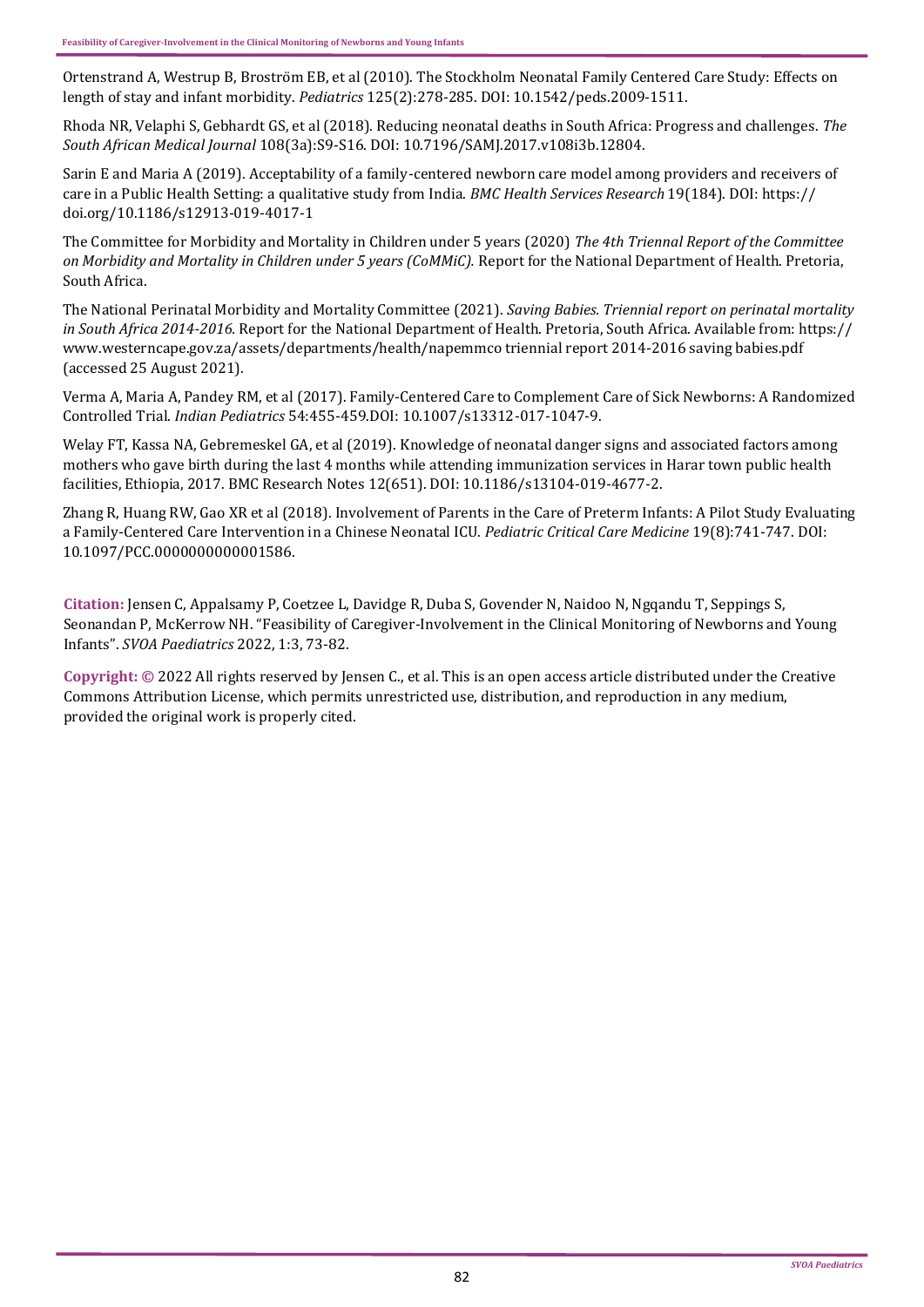Ortenstrand A, Westrup B, Broström EB, et al (2010). The Stockholm Neonatal Family Centered Care Study: Effects on length of stay and infant morbidity. *Pediatrics* 125(2):278-285. DOI: 10.1542/peds.2009-1511.

Rhoda NR, Velaphi S, Gebhardt GS, et al (2018). Reducing neonatal deaths in South Africa: Progress and challenges. *The South African Medical Journal* 108(3a):S9-S16. DOI: 10.7196/SAMJ.2017.v108i3b.12804.

Sarin E and Maria A (2019). Acceptability of a family-centered newborn care model among providers and receivers of care in a Public Health Setting: a qualitative study from India. *BMC Health Services Research* 19(184). DOI: https://doi.org/10.1186/s12913-019-4017-1

The Committee for Morbidity and Mortality in Children under 5 years (2020) *The 4th Triennal Report of the Committee on Morbidity and Mortality in Children under 5 years (CoMMiC).* Report for the National Department of Health. Pretoria, South Africa.

The National Perinatal Morbidity and Mortality Committee (2021). *Saving Babies. Triennial report on perinatal mortality in South Africa 2014-2016.* Report for the National Department of Health. Pretoria, South Africa. Available from: https://www.westerncape.gov.za/assets/departments/health/napemmco triennial report 2014-2016 saving babies.pdf (accessed 25 August 2021).

Verma A, Maria A, Pandey RM, et al (2017). Family-Centered Care to Complement Care of Sick Newborns: A Randomized Controlled Trial. *Indian Pediatrics* 54:455-459.DOI: 10.1007/s13312-017-1047-9.

Welay FT, Kassa NA, Gebremeskel GA, et al (2019). Knowledge of neonatal danger signs and associated factors among mothers who gave birth during the last 4 months while attending immunization services in Harar town public health facilities, Ethiopia, 2017. BMC Research Notes 12(651). DOI: 10.1186/s13104-019-4677-2.

Zhang R, Huang RW, Gao XR et al (2018). Involvement of Parents in the Care of Preterm Infants: A Pilot Study Evaluating a Family-Centered Care Intervention in a Chinese Neonatal ICU. *Pediatric Critical Care Medicine* 19(8):741-747. DOI: 10.1097/PCC.0000000000001586.

**Citation:** Jensen C, Appalsamy P, Coetzee L, Davidge R, Duba S, Govender N, Naidoo N, Ngqandu T, Seppings S, Seonandan P, McKerrow NH. "Feasibility of Caregiver-Involvement in the Clinical Monitoring of Newborns and Young Infants". *SVOA Paediatrics* 2022, 1:3, 73-82.

**Copyright:** © 2022 All rights reserved by Jensen C., et al. This is an open access article distributed under the Creative Commons Attribution License, which permits unrestricted use, distribution, and reproduction in any medium, provided the original work is properly cited.